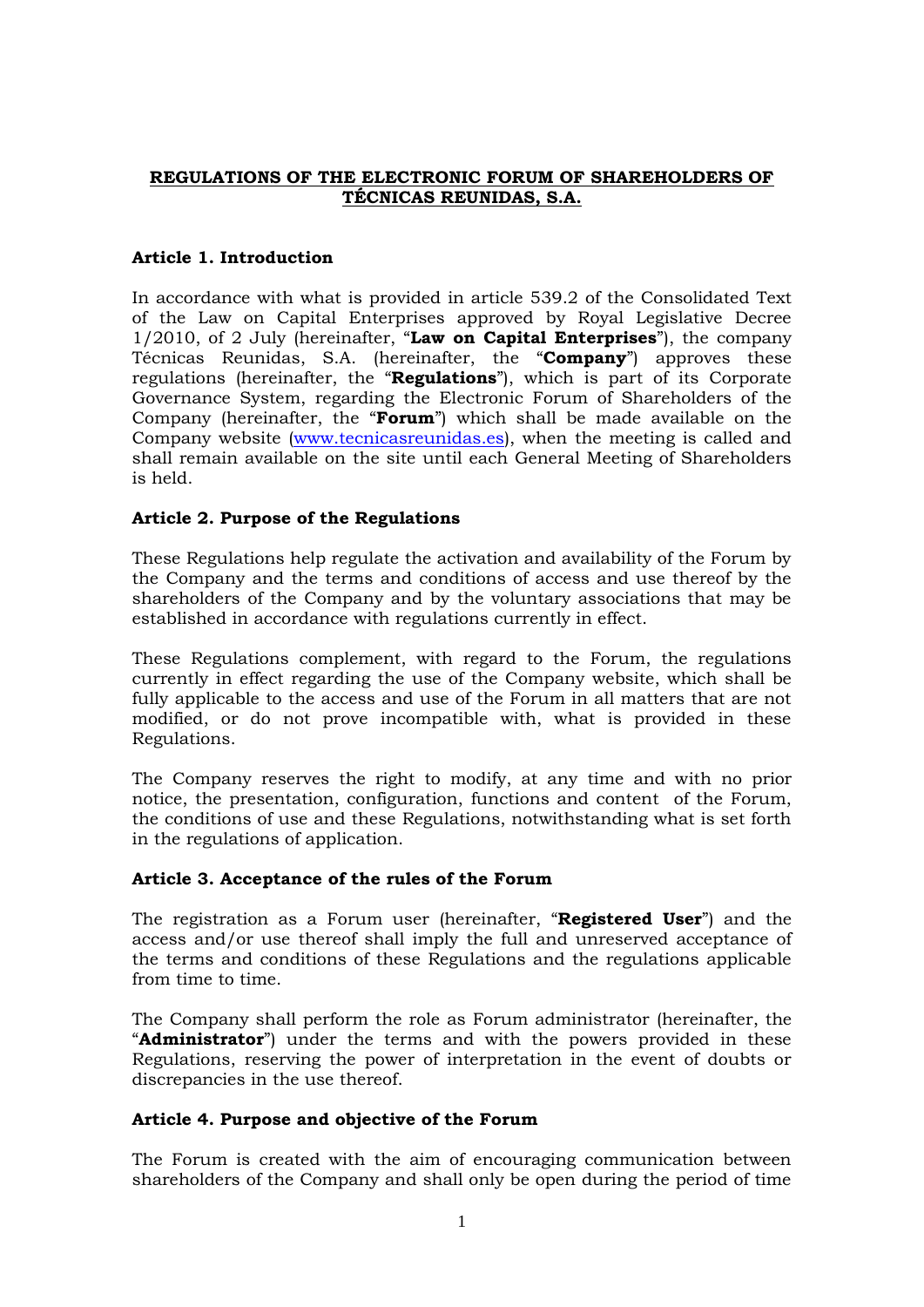# REGULATIONS OF THE ELECTRONIC FORUM OF SHAREHOLDERS OF TÉCNICAS REUNIDAS, S.A.

## Article 1. Introduction

In accordance with what is provided in article 539.2 of the Consolidated Text of the Law on Capital Enterprises approved by Royal Legislative Decree 1/2010, of 2 July (hereinafter, "**Law on Capital Enterprises**"), the company Técnicas Reunidas, S.A. (hereinafter, the "**Company**") approves these regulations (hereinafter, the "**Regulations**"), which is part of its Corporate Governance System, regarding the Electronic Forum of Shareholders of the Company (hereinafter, the "**Forum**") which shall be made available on the Company website (www.tecnicasreunidas.es), when the meeting is called and shall remain available on the site until each General Meeting of Shareholders is held.

## Article 2. Purpose of the Regulations

These Regulations help regulate the activation and availability of the Forum by the Company and the terms and conditions of access and use thereof by the shareholders of the Company and by the voluntary associations that may be established in accordance with regulations currently in effect.

These Regulations complement, with regard to the Forum, the regulations currently in effect regarding the use of the Company website, which shall be fully applicable to the access and use of the Forum in all matters that are not modified, or do not prove incompatible with, what is provided in these Regulations.

The Company reserves the right to modify, at any time and with no prior notice, the presentation, configuration, functions and content of the Forum, the conditions of use and these Regulations, notwithstanding what is set forth in the regulations of application.

## Article 3. Acceptance of the rules of the Forum

The registration as a Forum user (hereinafter, "**Registered User**") and the access and/or use thereof shall imply the full and unreserved acceptance of the terms and conditions of these Regulations and the regulations applicable from time to time.

The Company shall perform the role as Forum administrator (hereinafter, the "**Administrator**") under the terms and with the powers provided in these Regulations, reserving the power of interpretation in the event of doubts or discrepancies in the use thereof.

## Article 4. Purpose and objective of the Forum

The Forum is created with the aim of encouraging communication between shareholders of the Company and shall only be open during the period of time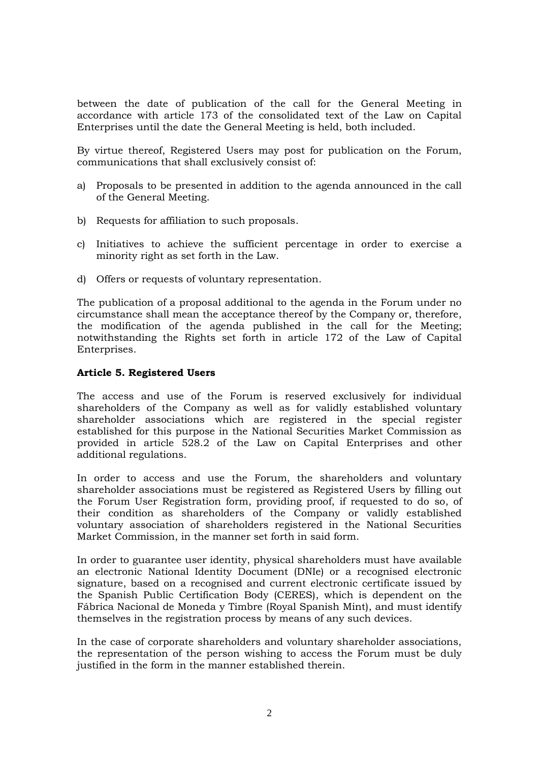between the date of publication of the call for the General Meeting in accordance with article 173 of the consolidated text of the Law on Capital Enterprises until the date the General Meeting is held, both included.

By virtue thereof, Registered Users may post for publication on the Forum, communications that shall exclusively consist of:

a) Proposals to be presented in addition to the agenda announced in the call of the General Meeting.

b) Requests for affiliation to such proposals.

c) Initiatives to achieve the sufficient percentage in order to exercise a minority right as set forth in the Law.

d) Offers or requests of voluntary representation.

The publication of a proposal additional to the agenda in the Forum under no circumstance shall mean the acceptance thereof by the Company or, therefore, the modification of the agenda published in the call for the Meeting; notwithstanding the Rights set forth in article 172 of the Law of Capital Enterprises.

**Article 5. Registered Users**

The access and use of the Forum is reserved exclusively for individual shareholders of the Company as well as for validly established voluntary shareholder associations which are registered in the special register established for this purpose in the National Securities Market Commission as provided in article 528.2 of the Law on Capital Enterprises and other additional regulations.

In order to access and use the Forum, the shareholders and voluntary shareholder associations must be registered as Registered Users by filling out the Forum User Registration form, providing proof, if requested to do so, of their condition as shareholders of the Company or validly established voluntary association of shareholders registered in the National Securities Market Commission, in the manner set forth in said form.

In order to guarantee user identity, physical shareholders must have available an electronic National Identity Document (DNIe) or a recognised electronic signature, based on a recognised and current electronic certificate issued by the Spanish Public Certification Body (CERES), which is dependent on the Fábrica Nacional de Moneda y Timbre (Royal Spanish Mint), and must identify themselves in the registration process by means of any such devices.

In the case of corporate shareholders and voluntary shareholder associations, the representation of the person wishing to access the Forum must be duly justified in the form in the manner established therein.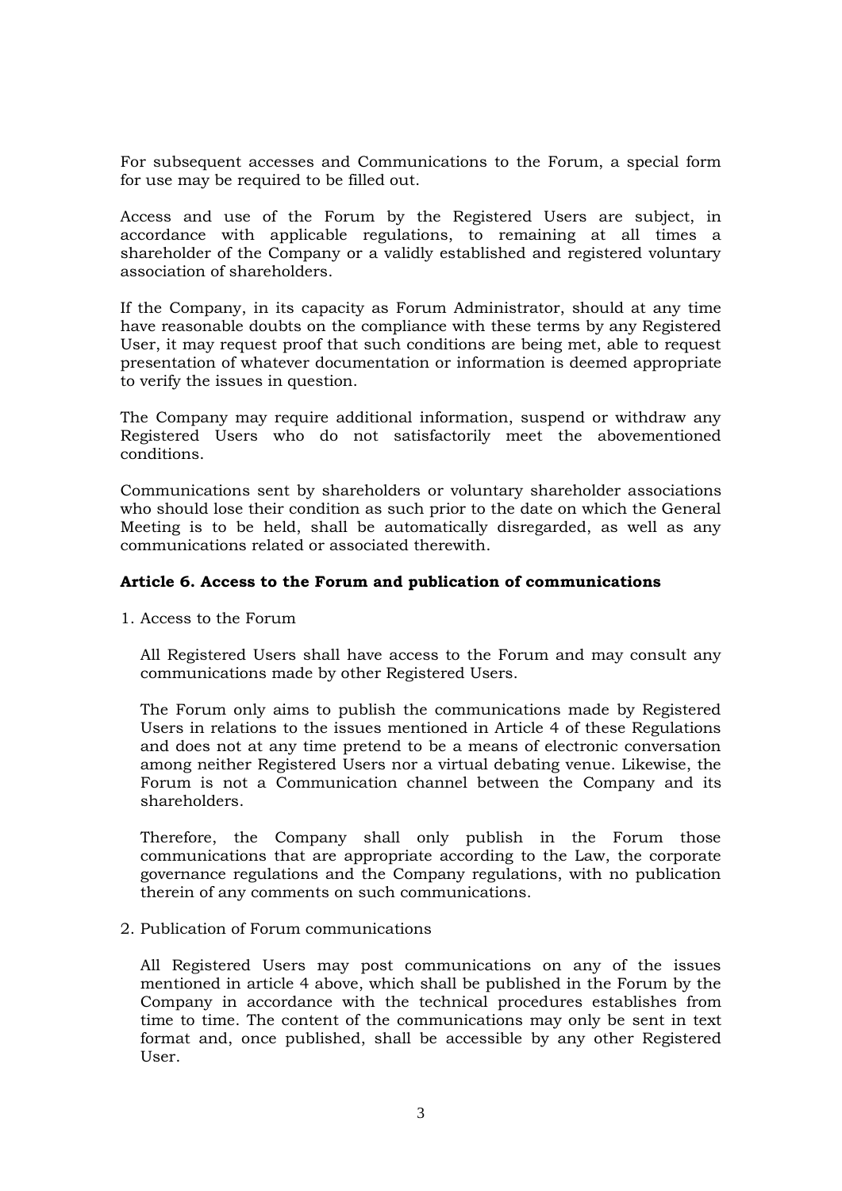For subsequent accesses and Communications to the Forum, a special form for use may be required to be filled out.

Access and use of the Forum by the Registered Users are subject, in accordance with applicable regulations, to remaining at all times a shareholder of the Company or a validly established and registered voluntary association of shareholders.

If the Company, in its capacity as Forum Administrator, should at any time have reasonable doubts on the compliance with these terms by any Registered User, it may request proof that such conditions are being met, able to request presentation of whatever documentation or information is deemed appropriate to verify the issues in question.

The Company may require additional information, suspend or withdraw any Registered Users who do not satisfactorily meet the abovementioned conditions.

Communications sent by shareholders or voluntary shareholder associations who should lose their condition as such prior to the date on which the General Meeting is to be held, shall be automatically disregarded, as well as any communications related or associated therewith.

**Article 6. Access to the Forum and publication of communications**

1. Access to the Forum

   All Registered Users shall have access to the Forum and may consult any communications made by other Registered Users.

   The Forum only aims to publish the communications made by Registered Users in relations to the issues mentioned in Article 4 of these Regulations and does not at any time pretend to be a means of electronic conversation among neither Registered Users nor a virtual debating venue. Likewise, the Forum is not a Communication channel between the Company and its shareholders.

   Therefore, the Company shall only publish in the Forum those communications that are appropriate according to the Law, the corporate governance regulations and the Company regulations, with no publication therein of any comments on such communications.

2. Publication of Forum communications

   All Registered Users may post communications on any of the issues mentioned in article 4 above, which shall be published in the Forum by the Company in accordance with the technical procedures establishes from time to time. The content of the communications may only be sent in text format and, once published, shall be accessible by any other Registered User.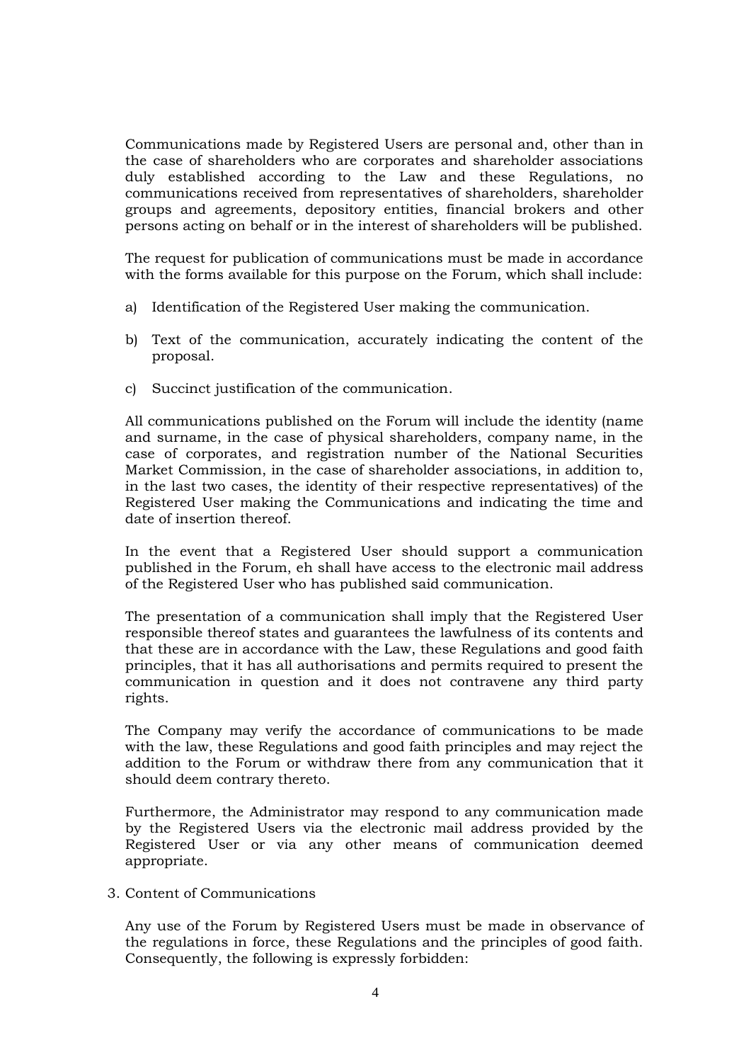Communications made by Registered Users are personal and, other than in the case of shareholders who are corporates and shareholder associations duly established according to the Law and these Regulations, no communications received from representatives of shareholders, shareholder groups and agreements, depository entities, financial brokers and other persons acting on behalf or in the interest of shareholders will be published.

The request for publication of communications must be made in accordance with the forms available for this purpose on the Forum, which shall include:

a) Identification of the Registered User making the communication.

b) Text of the communication, accurately indicating the content of the proposal.

c) Succinct justification of the communication.

All communications published on the Forum will include the identity (name and surname, in the case of physical shareholders, company name, in the case of corporates, and registration number of the National Securities Market Commission, in the case of shareholder associations, in addition to, in the last two cases, the identity of their respective representatives) of the Registered User making the Communications and indicating the time and date of insertion thereof.

In the event that a Registered User should support a communication published in the Forum, eh shall have access to the electronic mail address of the Registered User who has published said communication.

The presentation of a communication shall imply that the Registered User responsible thereof states and guarantees the lawfulness of its contents and that these are in accordance with the Law, these Regulations and good faith principles, that it has all authorisations and permits required to present the communication in question and it does not contravene any third party rights.

The Company may verify the accordance of communications to be made with the law, these Regulations and good faith principles and may reject the addition to the Forum or withdraw there from any communication that it should deem contrary thereto.

Furthermore, the Administrator may respond to any communication made by the Registered Users via the electronic mail address provided by the Registered User or via any other means of communication deemed appropriate.

3. Content of Communications

Any use of the Forum by Registered Users must be made in observance of the regulations in force, these Regulations and the principles of good faith. Consequently, the following is expressly forbidden: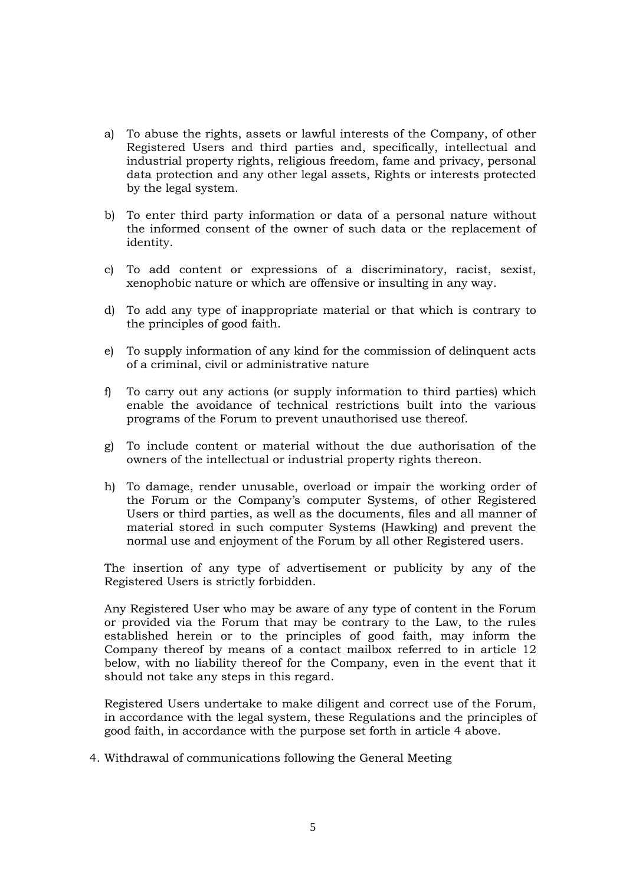a) To abuse the rights, assets or lawful interests of the Company, of other Registered Users and third parties and, specifically, intellectual and industrial property rights, religious freedom, fame and privacy, personal data protection and any other legal assets, Rights or interests protected by the legal system.

b) To enter third party information or data of a personal nature without the informed consent of the owner of such data or the replacement of identity.

c) To add content or expressions of a discriminatory, racist, sexist, xenophobic nature or which are offensive or insulting in any way.

d) To add any type of inappropriate material or that which is contrary to the principles of good faith.

e) To supply information of any kind for the commission of delinquent acts of a criminal, civil or administrative nature

f) To carry out any actions (or supply information to third parties) which enable the avoidance of technical restrictions built into the various programs of the Forum to prevent unauthorised use thereof.

g) To include content or material without the due authorisation of the owners of the intellectual or industrial property rights thereon.

h) To damage, render unusable, overload or impair the working order of the Forum or the Company's computer Systems, of other Registered Users or third parties, as well as the documents, files and all manner of material stored in such computer Systems (Hawking) and prevent the normal use and enjoyment of the Forum by all other Registered users.

The insertion of any type of advertisement or publicity by any of the Registered Users is strictly forbidden.

Any Registered User who may be aware of any type of content in the Forum or provided via the Forum that may be contrary to the Law, to the rules established herein or to the principles of good faith, may inform the Company thereof by means of a contact mailbox referred to in article 12 below, with no liability thereof for the Company, even in the event that it should not take any steps in this regard.

Registered Users undertake to make diligent and correct use of the Forum, in accordance with the legal system, these Regulations and the principles of good faith, in accordance with the purpose set forth in article 4 above.

4. Withdrawal of communications following the General Meeting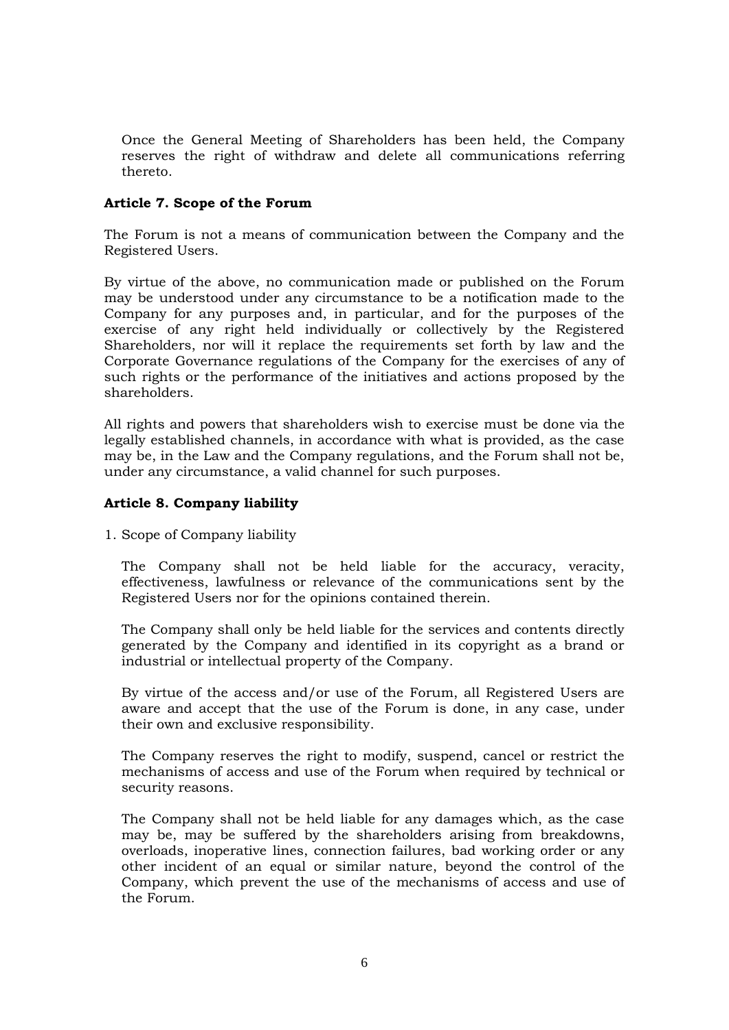Once the General Meeting of Shareholders has been held, the Company reserves the right of withdraw and delete all communications referring thereto.

### Article 7. Scope of the Forum

The Forum is not a means of communication between the Company and the Registered Users.

By virtue of the above, no communication made or published on the Forum may be understood under any circumstance to be a notification made to the Company for any purposes and, in particular, and for the purposes of the exercise of any right held individually or collectively by the Registered Shareholders, nor will it replace the requirements set forth by law and the Corporate Governance regulations of the Company for the exercises of any of such rights or the performance of the initiatives and actions proposed by the shareholders.

All rights and powers that shareholders wish to exercise must be done via the legally established channels, in accordance with what is provided, as the case may be, in the Law and the Company regulations, and the Forum shall not be, under any circumstance, a valid channel for such purposes.

### Article 8. Company liability

1. Scope of Company liability

   The Company shall not be held liable for the accuracy, veracity, effectiveness, lawfulness or relevance of the communications sent by the Registered Users nor for the opinions contained therein.

   The Company shall only be held liable for the services and contents directly generated by the Company and identified in its copyright as a brand or industrial or intellectual property of the Company.

   By virtue of the access and/or use of the Forum, all Registered Users are aware and accept that the use of the Forum is done, in any case, under their own and exclusive responsibility.

   The Company reserves the right to modify, suspend, cancel or restrict the mechanisms of access and use of the Forum when required by technical or security reasons.

   The Company shall not be held liable for any damages which, as the case may be, may be suffered by the shareholders arising from breakdowns, overloads, inoperative lines, connection failures, bad working order or any other incident of an equal or similar nature, beyond the control of the Company, which prevent the use of the mechanisms of access and use of the Forum.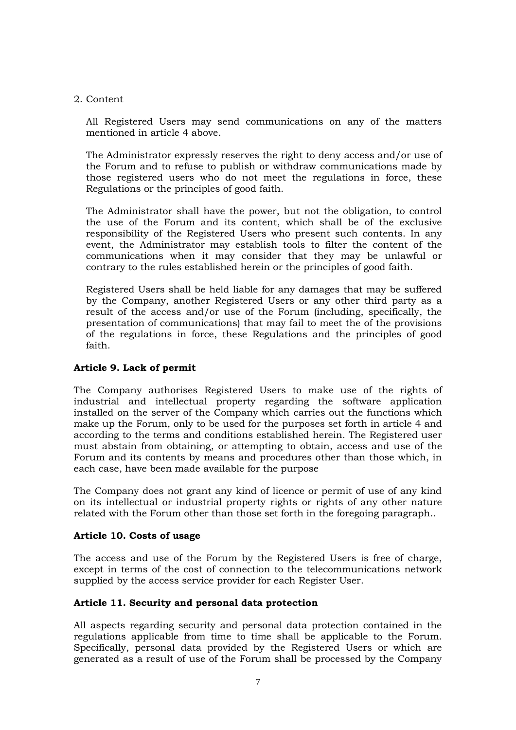2. Content

   All Registered Users may send communications on any of the matters mentioned in article 4 above.

   The Administrator expressly reserves the right to deny access and/or use of the Forum and to refuse to publish or withdraw communications made by those registered users who do not meet the regulations in force, these Regulations or the principles of good faith.

   The Administrator shall have the power, but not the obligation, to control the use of the Forum and its content, which shall be of the exclusive responsibility of the Registered Users who present such contents. In any event, the Administrator may establish tools to filter the content of the communications when it may consider that they may be unlawful or contrary to the rules established herein or the principles of good faith.

   Registered Users shall be held liable for any damages that may be suffered by the Company, another Registered Users or any other third party as a result of the access and/or use of the Forum (including, specifically, the presentation of communications) that may fail to meet the of the provisions of the regulations in force, these Regulations and the principles of good faith.

**Article 9. Lack of permit**

The Company authorises Registered Users to make use of the rights of industrial and intellectual property regarding the software application installed on the server of the Company which carries out the functions which make up the Forum, only to be used for the purposes set forth in article 4 and according to the terms and conditions established herein. The Registered user must abstain from obtaining, or attempting to obtain, access and use of the Forum and its contents by means and procedures other than those which, in each case, have been made available for the purpose

The Company does not grant any kind of licence or permit of use of any kind on its intellectual or industrial property rights or rights of any other nature related with the Forum other than those set forth in the foregoing paragraph..

**Article 10. Costs of usage**

The access and use of the Forum by the Registered Users is free of charge, except in terms of the cost of connection to the telecommunications network supplied by the access service provider for each Register User.

**Article 11. Security and personal data protection**

All aspects regarding security and personal data protection contained in the regulations applicable from time to time shall be applicable to the Forum. Specifically, personal data provided by the Registered Users or which are generated as a result of use of the Forum shall be processed by the Company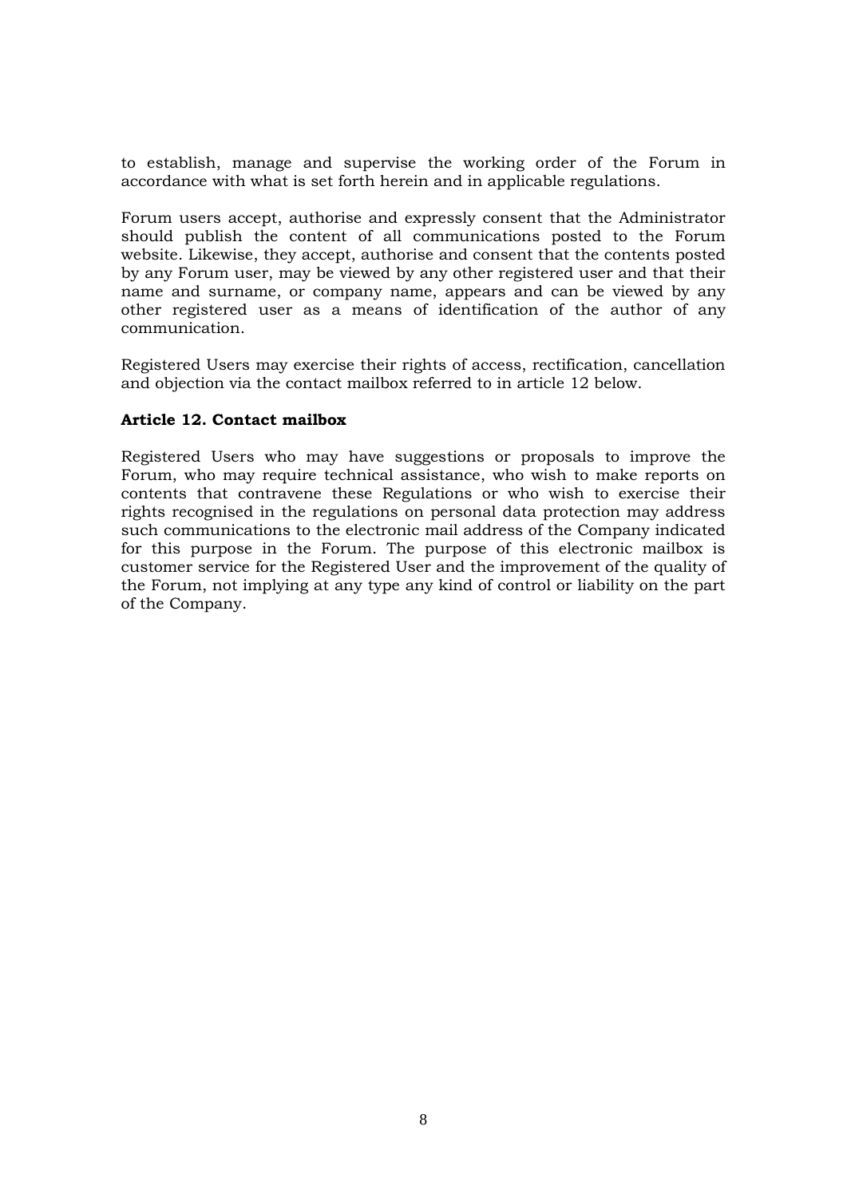to establish, manage and supervise the working order of the Forum in accordance with what is set forth herein and in applicable regulations.

Forum users accept, authorise and expressly consent that the Administrator should publish the content of all communications posted to the Forum website. Likewise, they accept, authorise and consent that the contents posted by any Forum user, may be viewed by any other registered user and that their name and surname, or company name, appears and can be viewed by any other registered user as a means of identification of the author of any communication.

Registered Users may exercise their rights of access, rectification, cancellation and objection via the contact mailbox referred to in article 12 below.

**Article 12. Contact mailbox**

Registered Users who may have suggestions or proposals to improve the Forum, who may require technical assistance, who wish to make reports on contents that contravene these Regulations or who wish to exercise their rights recognised in the regulations on personal data protection may address such communications to the electronic mail address of the Company indicated for this purpose in the Forum. The purpose of this electronic mailbox is customer service for the Registered User and the improvement of the quality of the Forum, not implying at any type any kind of control or liability on the part of the Company.